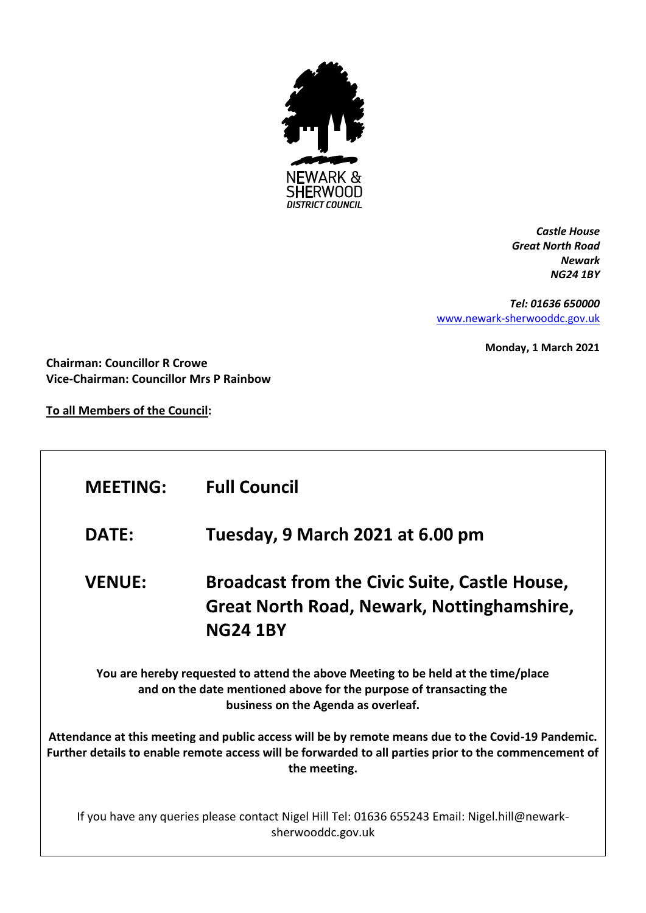NEWARK & SHERWOOD *DISTRICT COUNCIL*

***Castle House***
***Great North Road***
***Newark***
***NG24 1BY***

***Tel: 01636 650000***
[www.newark-sherwooddc.gov.uk](http://www.newark-sherwooddc.gov.uk)

**Monday, 1 March 2021**

**Chairman: Councillor R Crowe**
**Vice-Chairman: Councillor Mrs P Rainbow**

**To all Members of the Council:**

| | |
|---|---|
| **MEETING:** | **Full Council** |
| **DATE:** | **Tuesday, 9 March 2021 at 6.00 pm** |
| **VENUE:** | **Broadcast from the Civic Suite, Castle House, Great North Road, Newark, Nottinghamshire, NG24 1BY** |

**You are hereby requested to attend the above Meeting to be held at the time/place and on the date mentioned above for the purpose of transacting the business on the Agenda as overleaf.**

**Attendance at this meeting and public access will be by remote means due to the Covid-19 Pandemic. Further details to enable remote access will be forwarded to all parties prior to the commencement of the meeting.**

If you have any queries please contact Nigel Hill Tel: 01636 655243 Email: Nigel.hill@newark-sherwooddc.gov.uk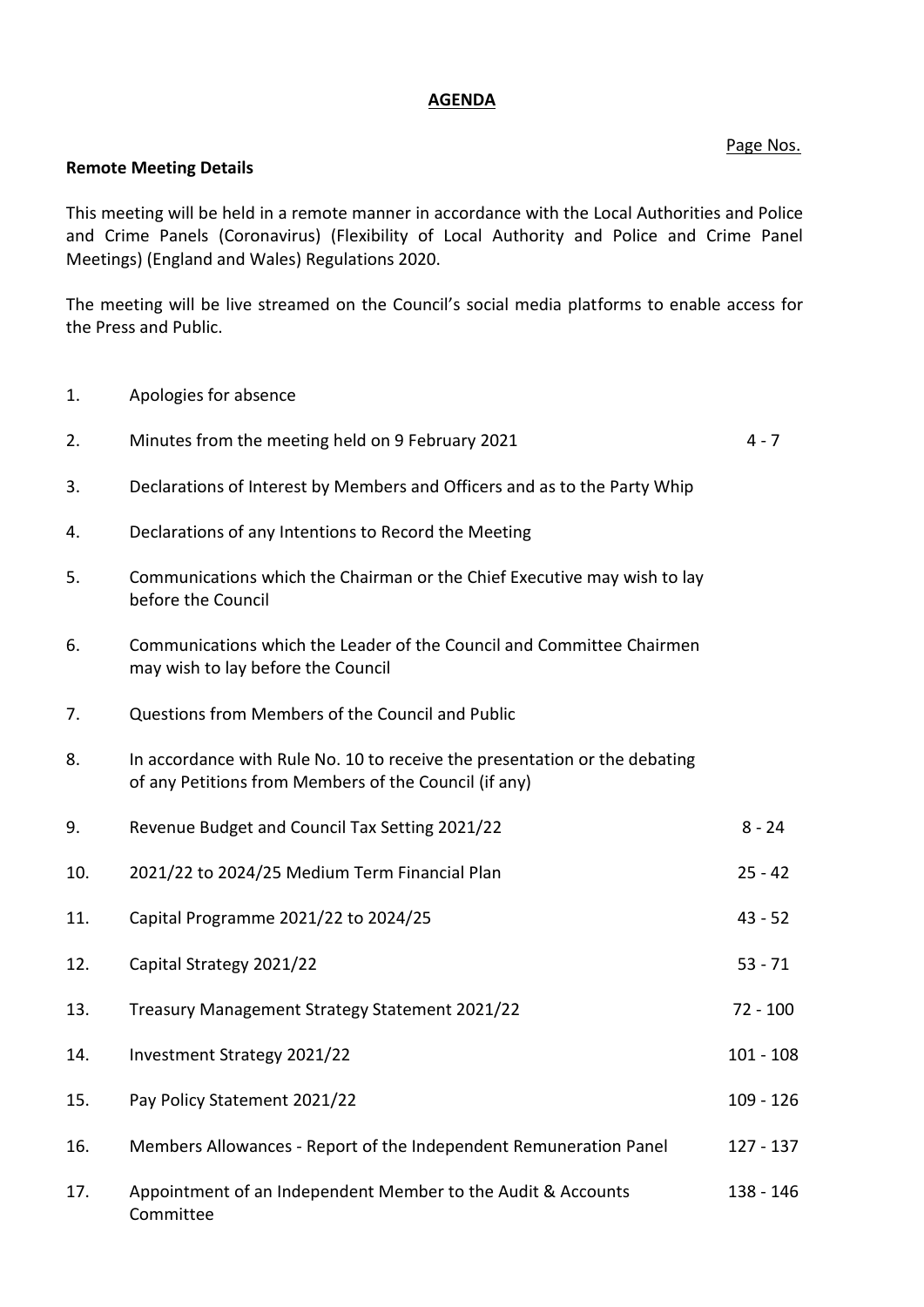# AGENDA

Page Nos.

**Remote Meeting Details**

This meeting will be held in a remote manner in accordance with the Local Authorities and Police and Crime Panels (Coronavirus) (Flexibility of Local Authority and Police and Crime Panel Meetings) (England and Wales) Regulations 2020.

The meeting will be live streamed on the Council's social media platforms to enable access for the Press and Public.

| | | |
|---|---|---|
| 1. | Apologies for absence | |
| 2. | Minutes from the meeting held on 9 February 2021 | 4 - 7 |
| 3. | Declarations of Interest by Members and Officers and as to the Party Whip | |
| 4. | Declarations of any Intentions to Record the Meeting | |
| 5. | Communications which the Chairman or the Chief Executive may wish to lay before the Council | |
| 6. | Communications which the Leader of the Council and Committee Chairmen may wish to lay before the Council | |
| 7. | Questions from Members of the Council and Public | |
| 8. | In accordance with Rule No. 10 to receive the presentation or the debating of any Petitions from Members of the Council (if any) | |
| 9. | Revenue Budget and Council Tax Setting 2021/22 | 8 - 24 |
| 10. | 2021/22 to 2024/25 Medium Term Financial Plan | 25 - 42 |
| 11. | Capital Programme 2021/22 to 2024/25 | 43 - 52 |
| 12. | Capital Strategy 2021/22 | 53 - 71 |
| 13. | Treasury Management Strategy Statement 2021/22 | 72 - 100 |
| 14. | Investment Strategy 2021/22 | 101 - 108 |
| 15. | Pay Policy Statement 2021/22 | 109 - 126 |
| 16. | Members Allowances - Report of the Independent Remuneration Panel | 127 - 137 |
| 17. | Appointment of an Independent Member to the Audit & Accounts Committee | 138 - 146 |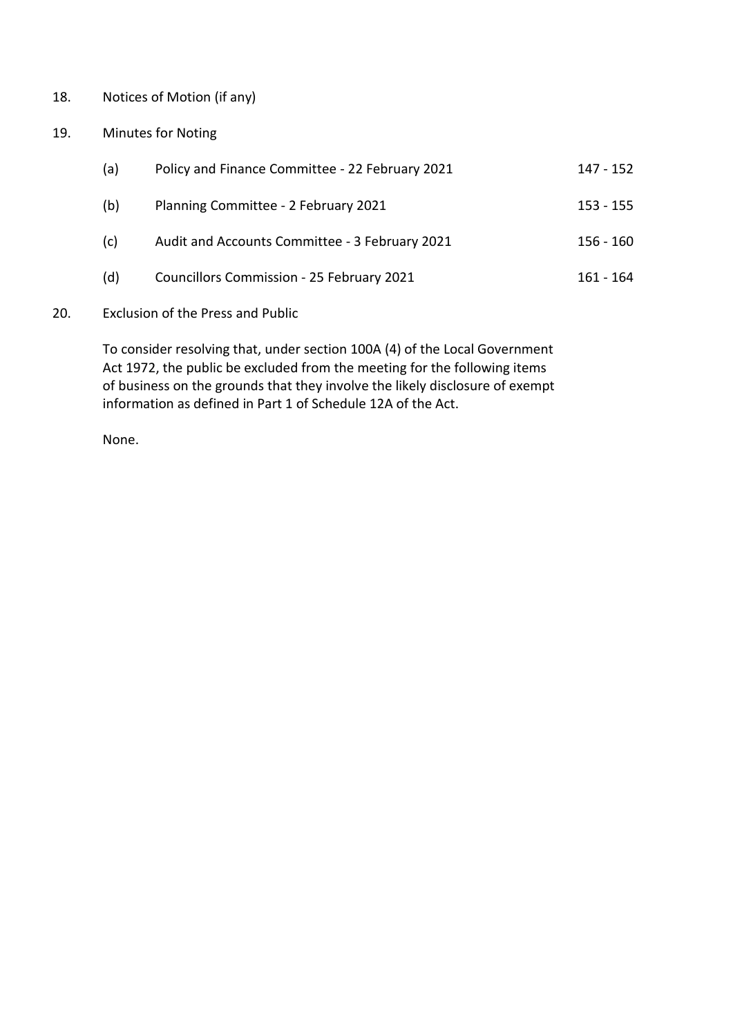18. Notices of Motion (if any)

19. Minutes for Noting

| | | |
|---|---|---|
| (a) | Policy and Finance Committee - 22 February 2021 | 147 - 152 |
| (b) | Planning Committee - 2 February 2021 | 153 - 155 |
| (c) | Audit and Accounts Committee - 3 February 2021 | 156 - 160 |
| (d) | Councillors Commission - 25 February 2021 | 161 - 164 |

20. Exclusion of the Press and Public

To consider resolving that, under section 100A (4) of the Local Government Act 1972, the public be excluded from the meeting for the following items of business on the grounds that they involve the likely disclosure of exempt information as defined in Part 1 of Schedule 12A of the Act.

None.